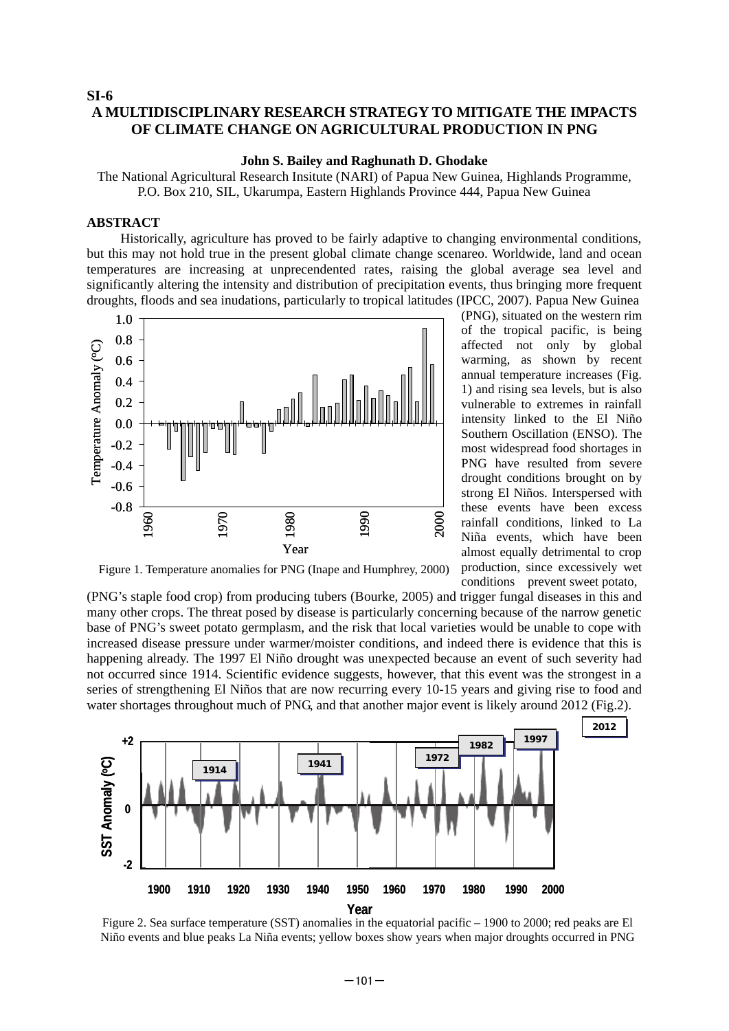SI-6

# A MULTIDISCIPLINARY RESEARCH STRATEGY TO MITIGATE THE IMPACTS OF CLIMATE CHANGE ON AGRICULTURAL PRODUCTION IN PNG

**John S. Bailey and Raghunath D. Ghodake**

The National Agricultural Research Insitute (NARI) of Papua New Guinea, Highlands Programme, P.O. Box 210, SIL, Ukarumpa, Eastern Highlands Province 444, Papua New Guinea

## ABSTRACT

Historically, agriculture has proved to be fairly adaptive to changing environmental conditions, but this may not hold true in the present global climate change scenareo. Worldwide, land and ocean temperatures are increasing at unprecendented rates, raising the global average sea level and significantly altering the intensity and distribution of precipitation events, thus bringing more frequent droughts, floods and sea inudations, particularly to tropical latitudes (IPCC, 2007). Papua New Guinea (PNG), situated on the western rim of the tropical pacific, is being affected not only by global warming, as shown by recent annual temperature increases (Fig. 1) and rising sea levels, but is also vulnerable to extremes in rainfall intensity linked to the El Niño Southern Oscillation (ENSO). The most widespread food shortages in PNG have resulted from severe drought conditions brought on by strong El Niños. Interspersed with these events have been excess rainfall conditions, linked to La Niña events, which have been almost equally detrimental to crop production, since excessively wet conditions prevent sweet potato, (PNG's staple food crop) from producing tubers (Bourke, 2005) and trigger fungal diseases in this and many other crops. The threat posed by disease is particularly concerning because of the narrow genetic base of PNG's sweet potato germplasm, and the risk that local varieties would be unable to cope with increased disease pressure under warmer/moister conditions, and indeed there is evidence that this is happening already. The 1997 El Niño drought was unexpected because an event of such severity had not occurred since 1914. Scientific evidence suggests, however, that this event was the strongest in a series of strengthening El Niños that are now recurring every 10-15 years and giving rise to food and water shortages throughout much of PNG, and that another major event is likely around 2012 (Fig.2).

Figure 1. Temperature anomalies for PNG (Inape and Humphrey, 2000)

Figure 2. Sea surface temperature (SST) anomalies in the equatorial pacific – 1900 to 2000; red peaks are El Niño events and blue peaks La Niña events; yellow boxes show years when major droughts occurred in PNG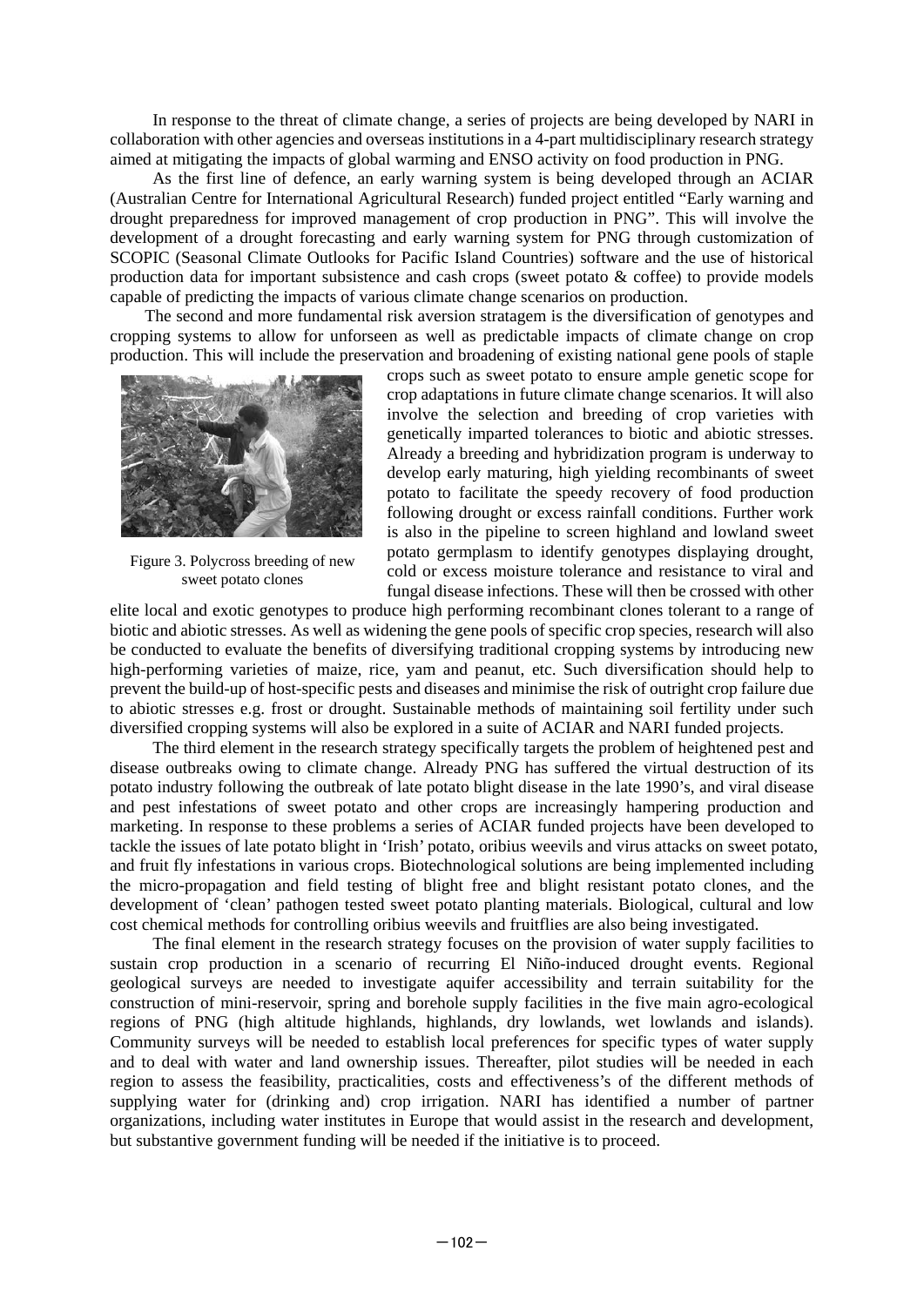In response to the threat of climate change, a series of projects are being developed by NARI in collaboration with other agencies and overseas institutions in a 4-part multidisciplinary research strategy aimed at mitigating the impacts of global warming and ENSO activity on food production in PNG.

As the first line of defence, an early warning system is being developed through an ACIAR (Australian Centre for International Agricultural Research) funded project entitled "Early warning and drought preparedness for improved management of crop production in PNG". This will involve the development of a drought forecasting and early warning system for PNG through customization of SCOPIC (Seasonal Climate Outlooks for Pacific Island Countries) software and the use of historical production data for important subsistence and cash crops (sweet potato & coffee) to provide models capable of predicting the impacts of various climate change scenarios on production.

The second and more fundamental risk aversion stratagem is the diversification of genotypes and cropping systems to allow for unforseen as well as predictable impacts of climate change on crop production. This will include the preservation and broadening of existing national gene pools of staple crops such as sweet potato to ensure ample genetic scope for crop adaptations in future climate change scenarios. It will also involve the selection and breeding of crop varieties with genetically imparted tolerances to biotic and abiotic stresses. Already a breeding and hybridization program is underway to develop early maturing, high yielding recombinants of sweet potato to facilitate the speedy recovery of food production following drought or excess rainfall conditions. Further work is also in the pipeline to screen highland and lowland sweet potato germplasm to identify genotypes displaying drought, cold or excess moisture tolerance and resistance to viral and fungal disease infections. These will then be crossed with other elite local and exotic genotypes to produce high performing recombinant clones tolerant to a range of biotic and abiotic stresses. As well as widening the gene pools of specific crop species, research will also be conducted to evaluate the benefits of diversifying traditional cropping systems by introducing new high-performing varieties of maize, rice, yam and peanut, etc. Such diversification should help to prevent the build-up of host-specific pests and diseases and minimise the risk of outright crop failure due to abiotic stresses e.g. frost or drought. Sustainable methods of maintaining soil fertility under such diversified cropping systems will also be explored in a suite of ACIAR and NARI funded projects.

Figure 3. Polycross breeding of new sweet potato clones

The third element in the research strategy specifically targets the problem of heightened pest and disease outbreaks owing to climate change. Already PNG has suffered the virtual destruction of its potato industry following the outbreak of late potato blight disease in the late 1990's, and viral disease and pest infestations of sweet potato and other crops are increasingly hampering production and marketing. In response to these problems a series of ACIAR funded projects have been developed to tackle the issues of late potato blight in 'Irish' potato, oribius weevils and virus attacks on sweet potato, and fruit fly infestations in various crops. Biotechnological solutions are being implemented including the micro-propagation and field testing of blight free and blight resistant potato clones, and the development of 'clean' pathogen tested sweet potato planting materials. Biological, cultural and low cost chemical methods for controlling oribius weevils and fruitflies are also being investigated.

The final element in the research strategy focuses on the provision of water supply facilities to sustain crop production in a scenario of recurring El Niño-induced drought events. Regional geological surveys are needed to investigate aquifer accessibility and terrain suitability for the construction of mini-reservoir, spring and borehole supply facilities in the five main agro-ecological regions of PNG (high altitude highlands, highlands, dry lowlands, wet lowlands and islands). Community surveys will be needed to establish local preferences for specific types of water supply and to deal with water and land ownership issues. Thereafter, pilot studies will be needed in each region to assess the feasibility, practicalities, costs and effectiveness's of the different methods of supplying water for (drinking and) crop irrigation. NARI has identified a number of partner organizations, including water institutes in Europe that would assist in the research and development, but substantive government funding will be needed if the initiative is to proceed.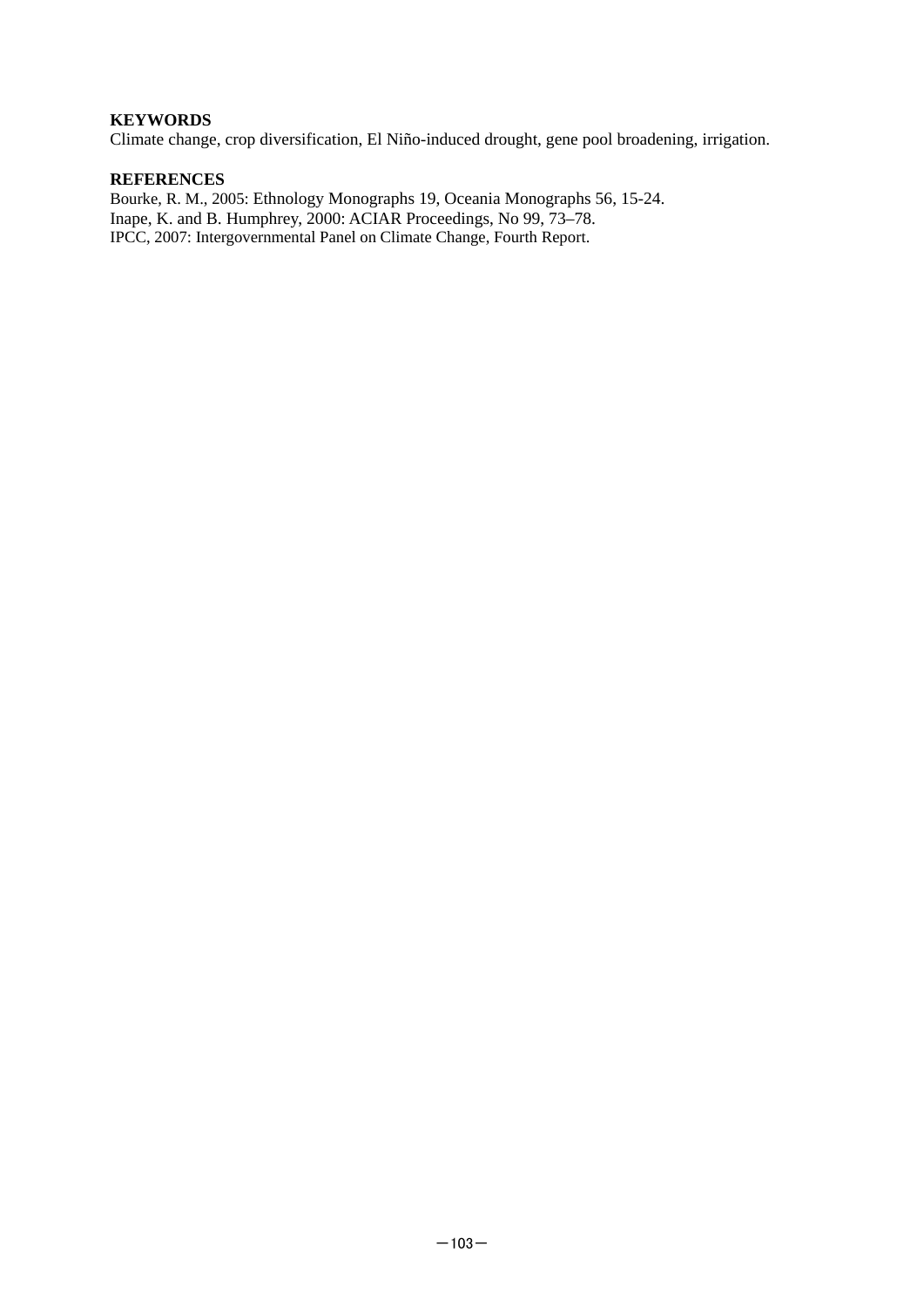**KEYWORDS**

Climate change, crop diversification, El Niño-induced drought, gene pool broadening, irrigation.

**REFERENCES**

Bourke, R. M., 2005: Ethnology Monographs 19, Oceania Monographs 56, 15-24.
Inape, K. and B. Humphrey, 2000: ACIAR Proceedings, No 99, 73–78.
IPCC, 2007: Intergovernmental Panel on Climate Change, Fourth Report.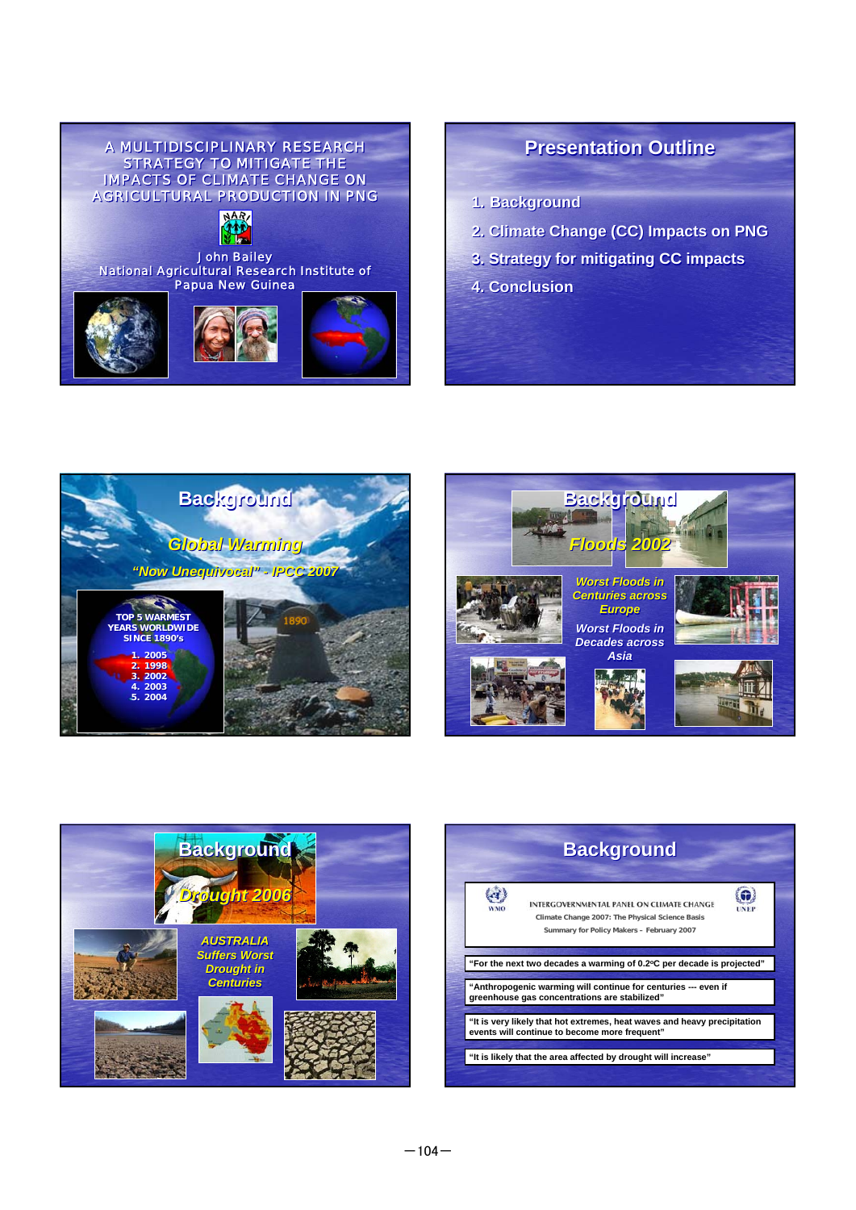## A MULTIDISCIPLINARY RESEARCH STRATEGY TO MITIGATE THE IMPACTS OF CLIMATE CHANGE ON AGRICULTURAL PRODUCTION IN PNG

NARI

John Bailey
National Agricultural Research Institute of Papua New Guinea

## Presentation Outline

1. Background
2. Climate Change (CC) Impacts on PNG
3. Strategy for mitigating CC impacts
4. Conclusion

## Background

*Global Warming*

*"Now Unequivocal" - IPCC 2007*

TOP 5 WARMEST YEARS WORLDWIDE SINCE 1890's

1. 2005
2. 1998
3. 2002
4. 2003
5. 2004

1890

## Background

*Floods 2002*

*Worst Floods in Centuries across Europe*

*Worst Floods in Decades across Asia*

## Background

*Drought 2006*

*AUSTRALIA Suffers Worst Drought in Centuries*

## Background

WMO — INTERGOVERNMENTAL PANEL ON CLIMATE CHANGE — UNEP

Climate Change 2007: The Physical Science Basis

Summary for Policy Makers - February 2007

"For the next two decades a warming of 0.2°C per decade is projected"

"Anthropogenic warming will continue for centuries --- even if greenhouse gas concentrations are stabilized"

"It is very likely that hot extremes, heat waves and heavy precipitation events will continue to become more frequent"

"It is likely that the area affected by drought will increase"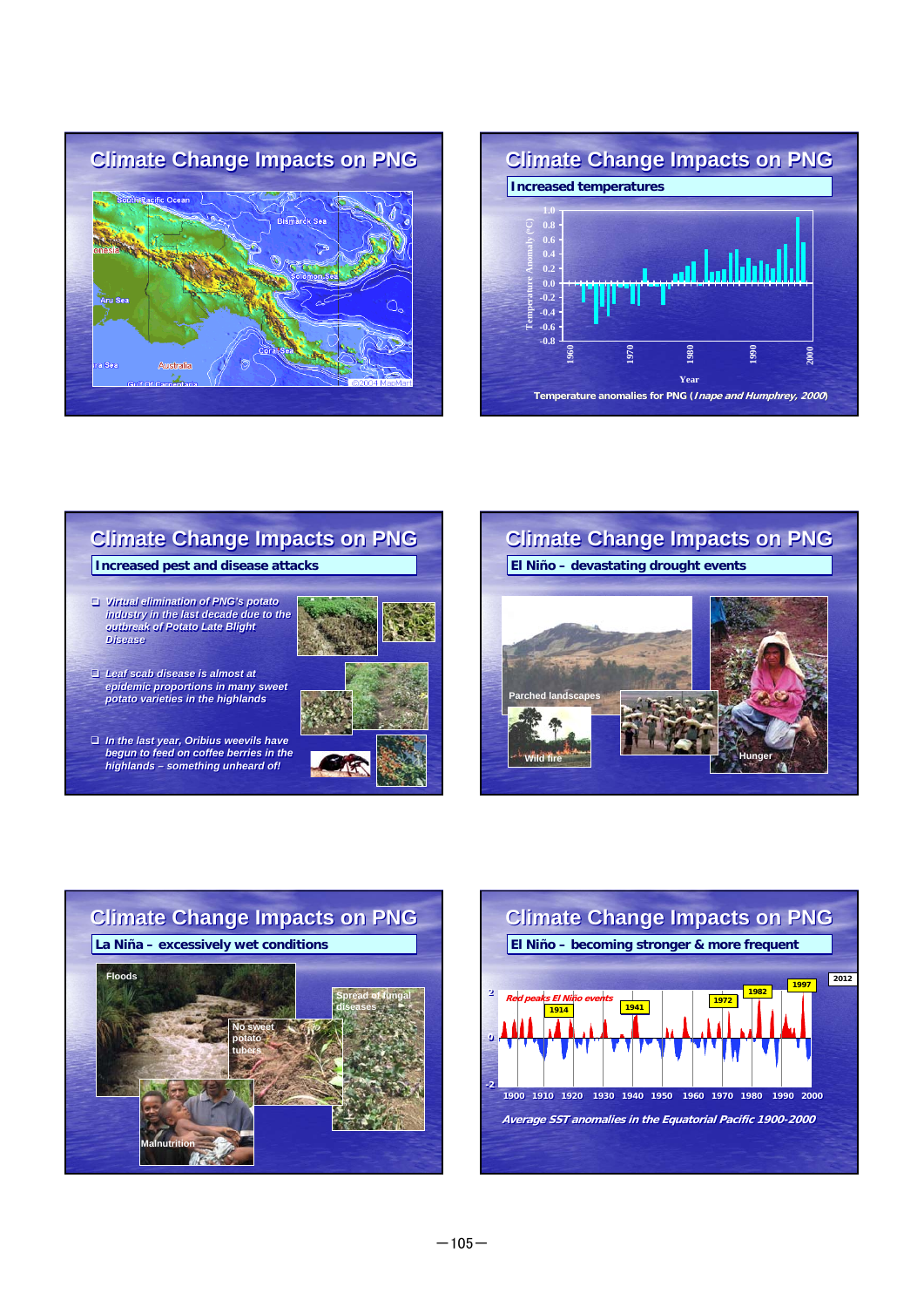## Climate Change Impacts on PNG

## Climate Change Impacts on PNG

**Increased temperatures**

Temperature anomalies for PNG (*Inape and Humphrey, 2000*)

## Climate Change Impacts on PNG

**Increased pest and disease attacks**

- *Virtual elimination of PNG's potato industry in the last decade due to the outbreak of Potato Late Blight Disease*
- *Leaf scab disease is almost at epidemic proportions in many sweet potato varieties in the highlands*
- *In the last year, Oribius weevils have begun to feed on coffee berries in the highlands – something unheard of!*

## Climate Change Impacts on PNG

**El Niño – devastating drought events**

Parched landscapes

Wild fire

Hunger

## Climate Change Impacts on PNG

**La Niña – excessively wet conditions**

Floods

Spread of fungal diseases

No sweet potato tubers

Malnutrition

## Climate Change Impacts on PNG

**El Niño – becoming stronger & more frequent**

*Average SST anomalies in the Equatorial Pacific 1900-2000*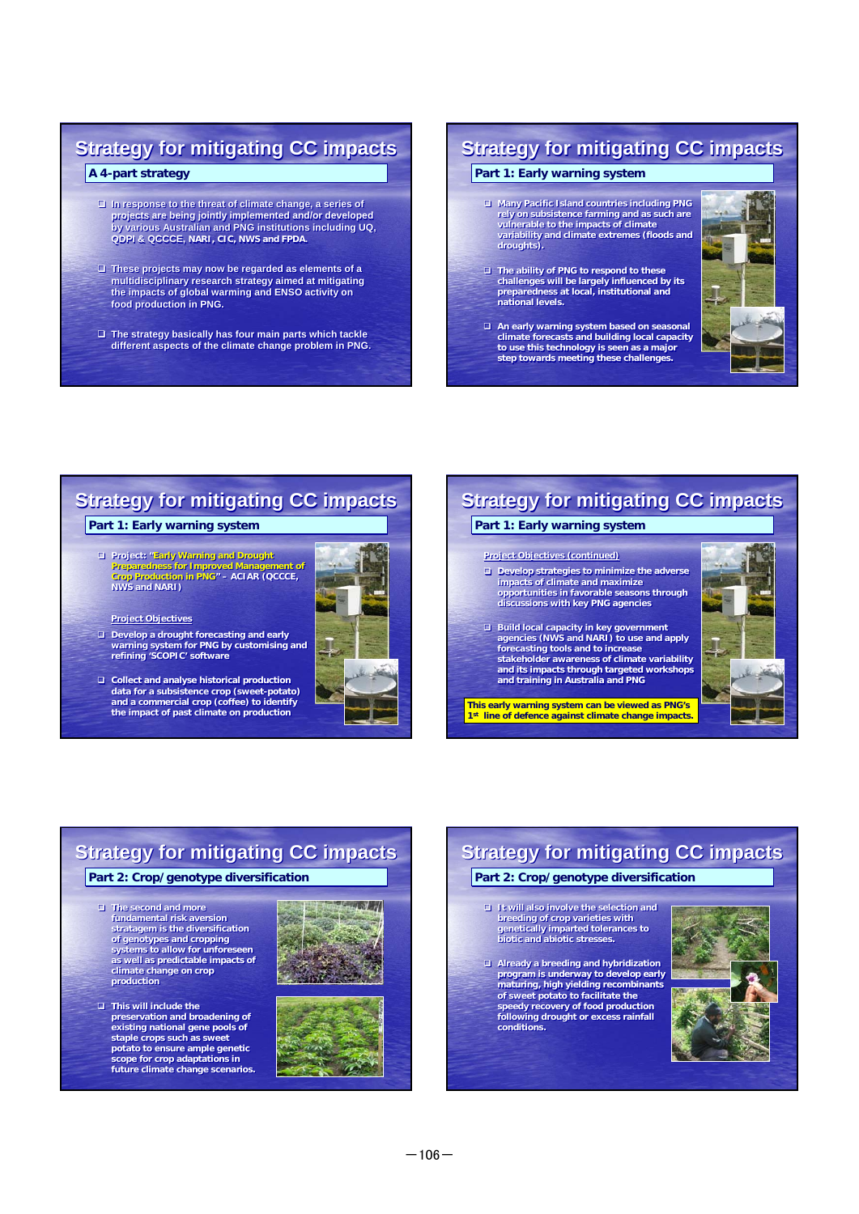## Strategy for mitigating CC impacts

### A 4-part strategy

- In response to the threat of climate change, a series of projects are being jointly implemented and/or developed by various Australian and PNG institutions including UQ, QDPI & QCCCE, NARI, CIC, NWS and FPDA.
- These projects may now be regarded as elements of a multidisciplinary research strategy aimed at mitigating the impacts of global warming and ENSO activity on food production in PNG.
- The strategy basically has four main parts which tackle different aspects of the climate change problem in PNG.

## Strategy for mitigating CC impacts

### Part 1: Early warning system

- Many Pacific Island countries including PNG rely on subsistence farming and as such are vulnerable to the impacts of climate variability and climate extremes (floods and droughts).
- The ability of PNG to respond to these challenges will be largely influenced by its preparedness at local, institutional and national levels.
- An early warning system based on seasonal climate forecasts and building local capacity to use this technology is seen as a major step towards meeting these challenges.

## Strategy for mitigating CC impacts

### Part 1: Early warning system

- Project: "Early Warning and Drought Preparedness for Improved Management of Crop Production in PNG" – ACIAR (QCCCE, NWS and NARI)

Project Objectives

- Develop a drought forecasting and early warning system for PNG by customising and refining 'SCOPIC' software
- Collect and analyse historical production data for a subsistence crop (sweet-potato) and a commercial crop (coffee) to identify the impact of past climate on production

## Strategy for mitigating CC impacts

### Part 1: Early warning system

Project Objectives (continued)

- Develop strategies to minimize the adverse impacts of climate and maximize opportunities in favorable seasons through discussions with key PNG agencies
- Build local capacity in key government agencies (NWS and NARI) to use and apply forecasting tools and to increase stakeholder awareness of climate variability and its impacts through targeted workshops and training in Australia and PNG

This early warning system can be viewed as PNG's 1st line of defence against climate change impacts.

## Strategy for mitigating CC impacts

### Part 2: Crop/genotype diversification

- The second and more fundamental risk aversion stratagem is the diversification of genotypes and cropping systems to allow for unforeseen as well as predictable impacts of climate change on crop production
- This will include the preservation and broadening of existing national gene pools of staple crops such as sweet potato to ensure ample genetic scope for crop adaptations in future climate change scenarios.

## Strategy for mitigating CC impacts

### Part 2: Crop/genotype diversification

- It will also involve the selection and breeding of crop varieties with genetically imparted tolerances to biotic and abiotic stresses.
- Already a breeding and hybridization program is underway to develop early maturing, high yielding recombinants of sweet potato to facilitate the speedy recovery of food production following drought or excess rainfall conditions.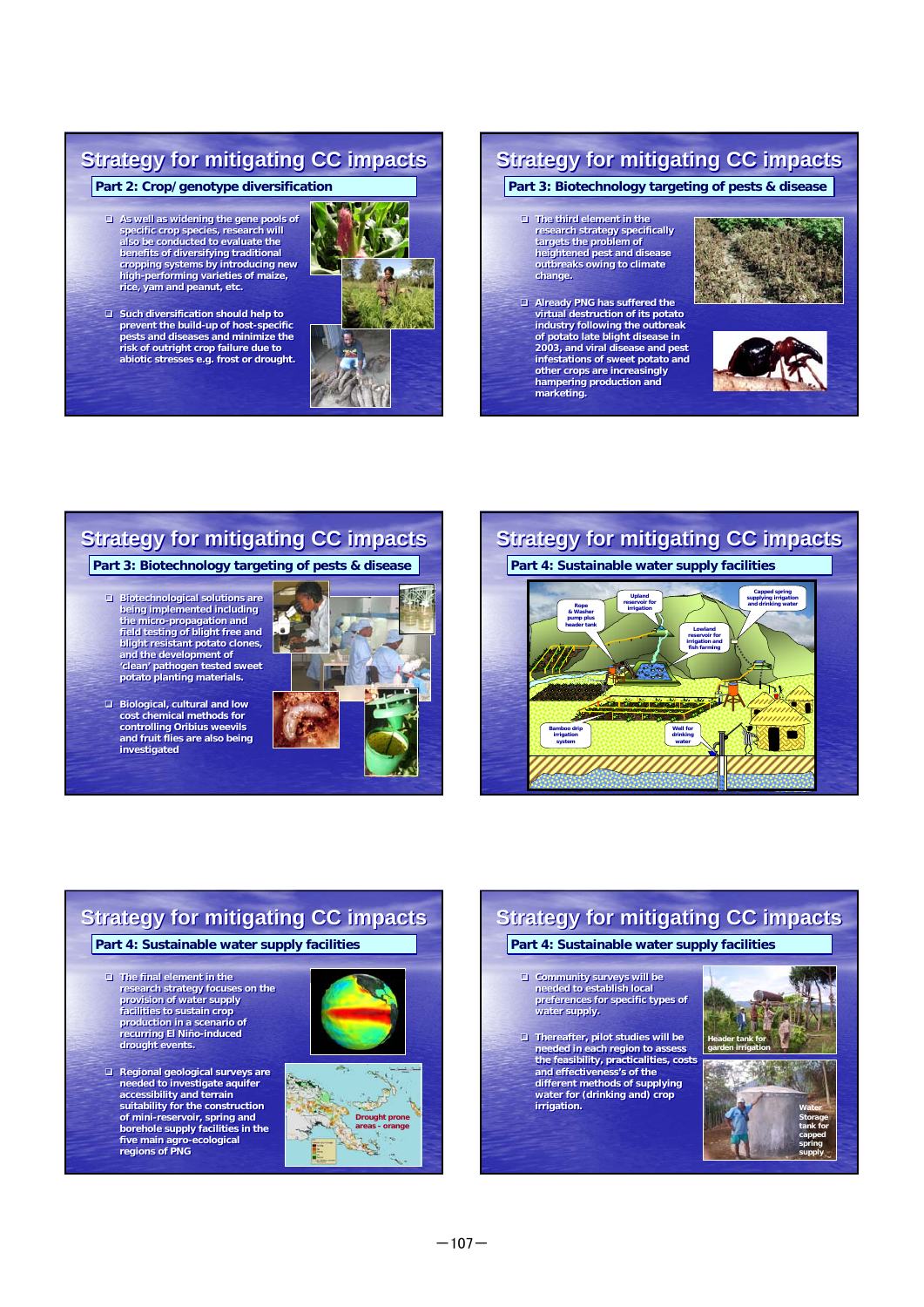## Strategy for mitigating CC impacts

### Part 2: Crop/genotype diversification

- As well as widening the gene pools of specific crop species, research will also be conducted to evaluate the benefits of diversifying traditional cropping systems by introducing new high-performing varieties of maize, rice, yam and peanut, etc.
- Such diversification should help to prevent the build-up of host-specific pests and diseases and minimize the risk of outright crop failure due to abiotic stresses e.g. frost or drought.

## Strategy for mitigating CC impacts

### Part 3: Biotechnology targeting of pests & disease

- The third element in the research strategy specifically targets the problem of heightened pest and disease outbreaks owing to climate change.
- Already PNG has suffered the virtual destruction of its potato industry following the outbreak of potato late blight disease in 2003, and viral disease and pest infestations of sweet potato and other crops are increasingly hampering production and marketing.

## Strategy for mitigating CC impacts

### Part 3: Biotechnology targeting of pests & disease

- Biotechnological solutions are being implemented including the micro-propagation and field testing of blight free and blight resistant potato clones, and the development of 'clean' pathogen tested sweet potato planting materials.
- Biological, cultural and low cost chemical methods for controlling Oribius weevils and fruit flies are also being investigated

## Strategy for mitigating CC impacts

### Part 4: Sustainable water supply facilities

Rope & Washer pump plus header tank | Upland reservoir for irrigation | Capped spring supplying irrigation and drinking water | Lowland reservoir for irrigation and fish farming | Bamboo drip irrigation system | Well for drinking water

## Strategy for mitigating CC impacts

### Part 4: Sustainable water supply facilities

- The final element in the research strategy focuses on the provision of water supply facilities to sustain crop production in a scenario of recurring El Niño-induced drought events.
- Regional geological surveys are needed to investigate aquifer accessibility and terrain suitability for the construction of mini-reservoir, spring and borehole supply facilities in the five main agro-ecological regions of PNG

Drought prone areas - orange

## Strategy for mitigating CC impacts

### Part 4: Sustainable water supply facilities

- Community surveys will be needed to establish local preferences for specific types of water supply.
- Thereafter, pilot studies will be needed in each region to assess the feasibility, practicalities, costs and effectiveness's of the different methods of supplying water for (drinking and) crop irrigation.

Header tank for garden irrigation

Water Storage tank for capped spring supply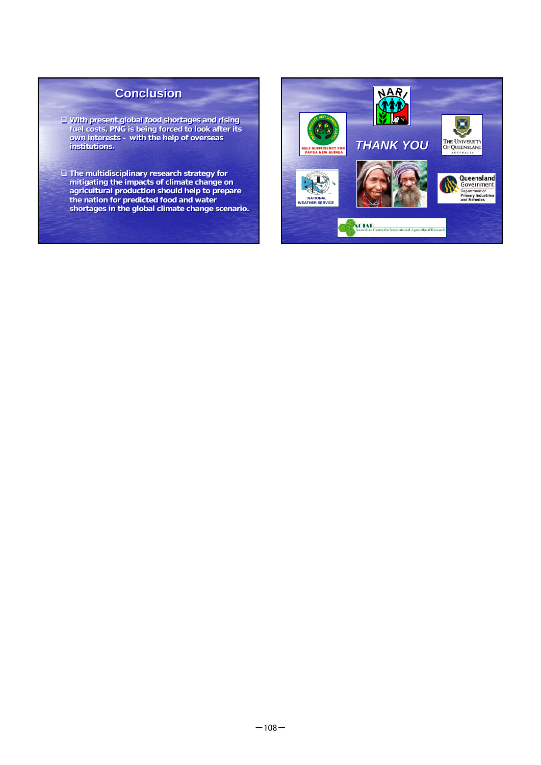## Conclusion

- With present global food shortages and rising fuel costs, PNG is being forced to look after its own interests – with the help of overseas institutions.
- The multidisciplinary research strategy for mitigating the impacts of climate change on agricultural production should help to prepare the nation for predicted food and water shortages in the global climate change scenario.

NARI

FPDA SELF SUFFICIENCY FOR PAPUA NEW GUINEA

***THANK YOU***

THE UNIVERSITY OF QUEENSLAND AUSTRALIA

NATIONAL WEATHER SERVICE

Queensland Government Department of Primary Industries and Fisheries

ACIAR Australian Centre for International Agricultural Research